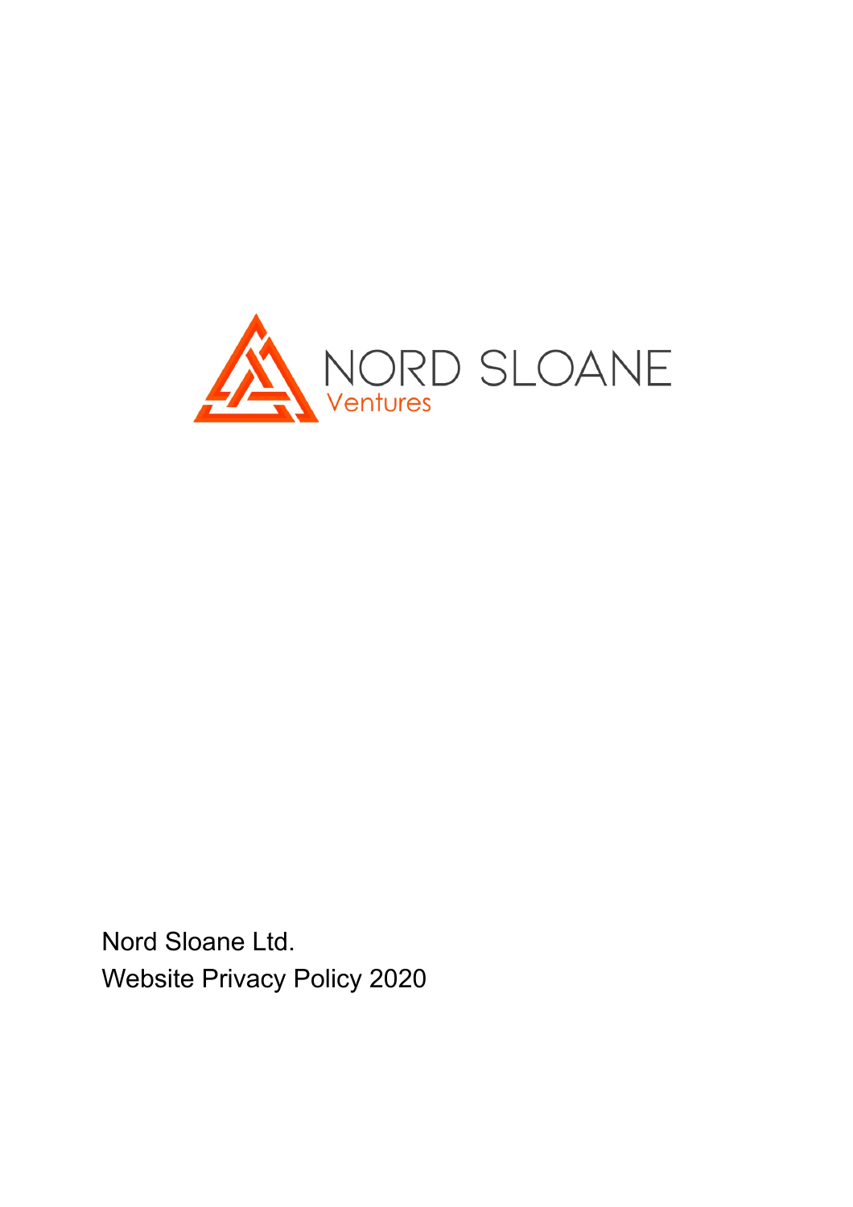NORD SLOANE
Ventures

Nord Sloane Ltd.
Website Privacy Policy 2020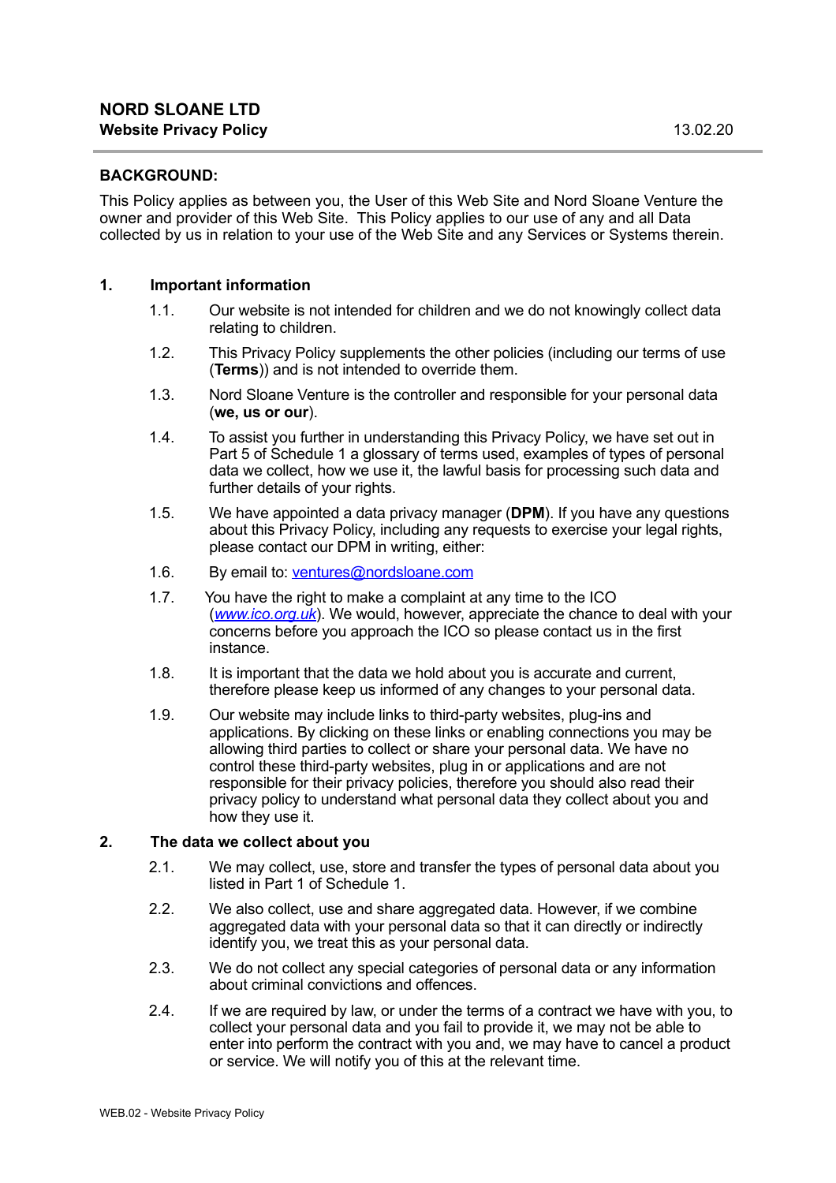**NORD SLOANE LTD**
**Website Privacy Policy** 13.02.20

## BACKGROUND:

This Policy applies as between you, the User of this Web Site and Nord Sloane Venture the owner and provider of this Web Site. This Policy applies to our use of any and all Data collected by us in relation to your use of the Web Site and any Services or Systems therein.

## 1. Important information

1.1. Our website is not intended for children and we do not knowingly collect data relating to children.

1.2. This Privacy Policy supplements the other policies (including our terms of use (**Terms**)) and is not intended to override them.

1.3. Nord Sloane Venture is the controller and responsible for your personal data (**we, us or our**).

1.4. To assist you further in understanding this Privacy Policy, we have set out in Part 5 of Schedule 1 a glossary of terms used, examples of types of personal data we collect, how we use it, the lawful basis for processing such data and further details of your rights.

1.5. We have appointed a data privacy manager (**DPM**). If you have any questions about this Privacy Policy, including any requests to exercise your legal rights, please contact our DPM in writing, either:

1.6. By email to: ventures@nordsloane.com

1.7. You have the right to make a complaint at any time to the ICO (*www.ico.org.uk*). We would, however, appreciate the chance to deal with your concerns before you approach the ICO so please contact us in the first instance.

1.8. It is important that the data we hold about you is accurate and current, therefore please keep us informed of any changes to your personal data.

1.9. Our website may include links to third-party websites, plug-ins and applications. By clicking on these links or enabling connections you may be allowing third parties to collect or share your personal data. We have no control these third-party websites, plug in or applications and are not responsible for their privacy policies, therefore you should also read their privacy policy to understand what personal data they collect about you and how they use it.

## 2. The data we collect about you

2.1. We may collect, use, store and transfer the types of personal data about you listed in Part 1 of Schedule 1.

2.2. We also collect, use and share aggregated data. However, if we combine aggregated data with your personal data so that it can directly or indirectly identify you, we treat this as your personal data.

2.3. We do not collect any special categories of personal data or any information about criminal convictions and offences.

2.4. If we are required by law, or under the terms of a contract we have with you, to collect your personal data and you fail to provide it, we may not be able to enter into perform the contract with you and, we may have to cancel a product or service. We will notify you of this at the relevant time.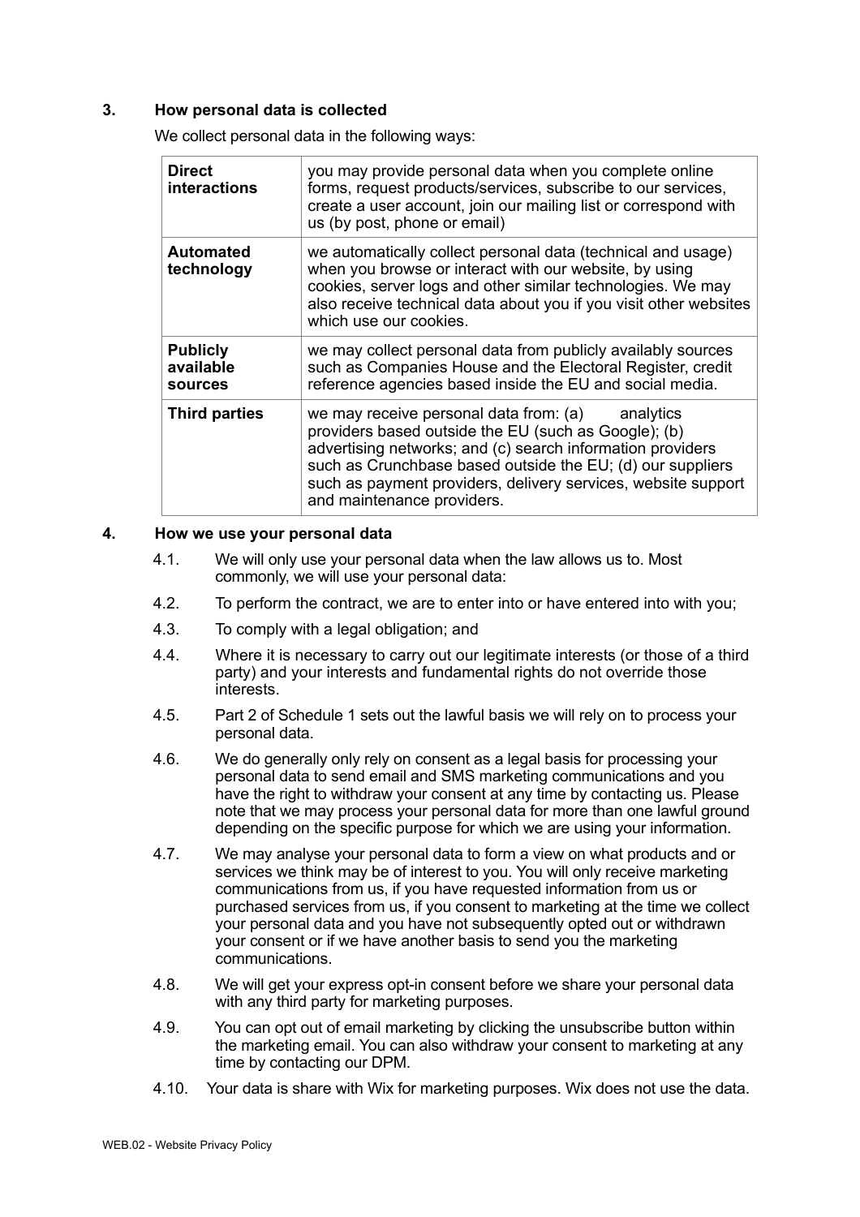## 3. How personal data is collected

We collect personal data in the following ways:

| | |
|---|---|
| **Direct interactions** | you may provide personal data when you complete online forms, request products/services, subscribe to our services, create a user account, join our mailing list or correspond with us (by post, phone or email) |
| **Automated technology** | we automatically collect personal data (technical and usage) when you browse or interact with our website, by using cookies, server logs and other similar technologies. We may also receive technical data about you if you visit other websites which use our cookies. |
| **Publicly available sources** | we may collect personal data from publicly availably sources such as Companies House and the Electoral Register, credit reference agencies based inside the EU and social media. |
| **Third parties** | we may receive personal data from: (a) analytics providers based outside the EU (such as Google); (b) advertising networks; and (c) search information providers such as Crunchbase based outside the EU; (d) our suppliers such as payment providers, delivery services, website support and maintenance providers. |

## 4. How we use your personal data

4.1. We will only use your personal data when the law allows us to. Most commonly, we will use your personal data:

4.2. To perform the contract, we are to enter into or have entered into with you;

4.3. To comply with a legal obligation; and

4.4. Where it is necessary to carry out our legitimate interests (or those of a third party) and your interests and fundamental rights do not override those interests.

4.5. Part 2 of Schedule 1 sets out the lawful basis we will rely on to process your personal data.

4.6. We do generally only rely on consent as a legal basis for processing your personal data to send email and SMS marketing communications and you have the right to withdraw your consent at any time by contacting us. Please note that we may process your personal data for more than one lawful ground depending on the specific purpose for which we are using your information.

4.7. We may analyse your personal data to form a view on what products and or services we think may be of interest to you. You will only receive marketing communications from us, if you have requested information from us or purchased services from us, if you consent to marketing at the time we collect your personal data and you have not subsequently opted out or withdrawn your consent or if we have another basis to send you the marketing communications.

4.8. We will get your express opt-in consent before we share your personal data with any third party for marketing purposes.

4.9. You can opt out of email marketing by clicking the unsubscribe button within the marketing email. You can also withdraw your consent to marketing at any time by contacting our DPM.

4.10. Your data is share with Wix for marketing purposes. Wix does not use the data.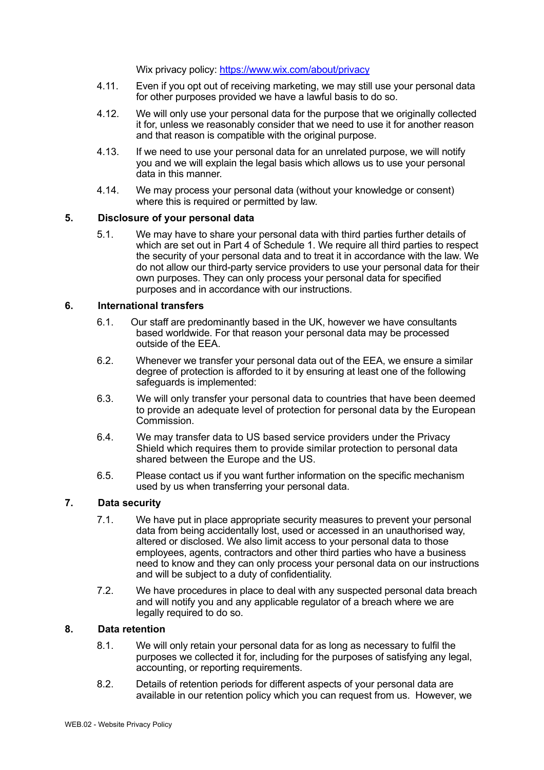Wix privacy policy: [https://www.wix.com/about/privacy](https://www.wix.com/about/privacy)

4.11. Even if you opt out of receiving marketing, we may still use your personal data for other purposes provided we have a lawful basis to do so.

4.12. We will only use your personal data for the purpose that we originally collected it for, unless we reasonably consider that we need to use it for another reason and that reason is compatible with the original purpose.

4.13. If we need to use your personal data for an unrelated purpose, we will notify you and we will explain the legal basis which allows us to use your personal data in this manner.

4.14. We may process your personal data (without your knowledge or consent) where this is required or permitted by law.

## 5. Disclosure of your personal data

5.1. We may have to share your personal data with third parties further details of which are set out in Part 4 of Schedule 1. We require all third parties to respect the security of your personal data and to treat it in accordance with the law. We do not allow our third-party service providers to use your personal data for their own purposes. They can only process your personal data for specified purposes and in accordance with our instructions.

## 6. International transfers

6.1. Our staff are predominantly based in the UK, however we have consultants based worldwide. For that reason your personal data may be processed outside of the EEA.

6.2. Whenever we transfer your personal data out of the EEA, we ensure a similar degree of protection is afforded to it by ensuring at least one of the following safeguards is implemented:

6.3. We will only transfer your personal data to countries that have been deemed to provide an adequate level of protection for personal data by the European Commission.

6.4. We may transfer data to US based service providers under the Privacy Shield which requires them to provide similar protection to personal data shared between the Europe and the US.

6.5. Please contact us if you want further information on the specific mechanism used by us when transferring your personal data.

## 7. Data security

7.1. We have put in place appropriate security measures to prevent your personal data from being accidentally lost, used or accessed in an unauthorised way, altered or disclosed. We also limit access to your personal data to those employees, agents, contractors and other third parties who have a business need to know and they can only process your personal data on our instructions and will be subject to a duty of confidentiality.

7.2. We have procedures in place to deal with any suspected personal data breach and will notify you and any applicable regulator of a breach where we are legally required to do so.

## 8. Data retention

8.1. We will only retain your personal data for as long as necessary to fulfil the purposes we collected it for, including for the purposes of satisfying any legal, accounting, or reporting requirements.

8.2. Details of retention periods for different aspects of your personal data are available in our retention policy which you can request from us. However, we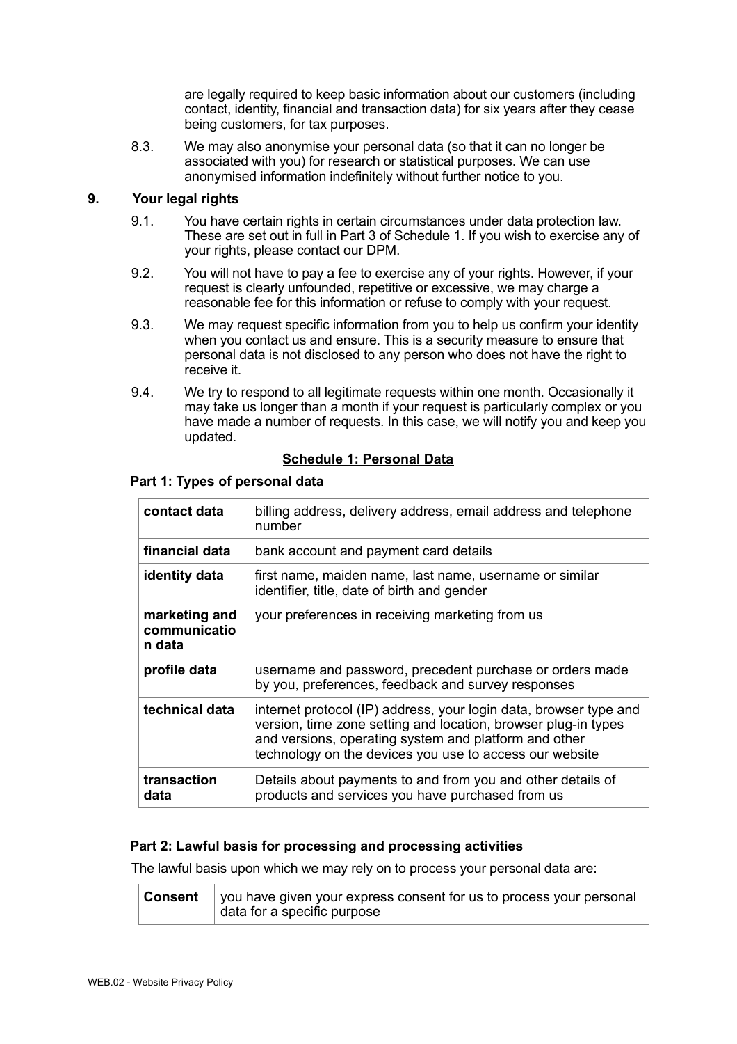are legally required to keep basic information about our customers (including contact, identity, financial and transaction data) for six years after they cease being customers, for tax purposes.

8.3. We may also anonymise your personal data (so that it can no longer be associated with you) for research or statistical purposes. We can use anonymised information indefinitely without further notice to you.

## 9. Your legal rights

9.1. You have certain rights in certain circumstances under data protection law. These are set out in full in Part 3 of Schedule 1. If you wish to exercise any of your rights, please contact our DPM.

9.2. You will not have to pay a fee to exercise any of your rights. However, if your request is clearly unfounded, repetitive or excessive, we may charge a reasonable fee for this information or refuse to comply with your request.

9.3. We may request specific information from you to help us confirm your identity when you contact us and ensure. This is a security measure to ensure that personal data is not disclosed to any person who does not have the right to receive it.

9.4. We try to respond to all legitimate requests within one month. Occasionally it may take us longer than a month if your request is particularly complex or you have made a number of requests. In this case, we will notify you and keep you updated.

## Schedule 1: Personal Data

### Part 1: Types of personal data

| | |
|---|---|
| **contact data** | billing address, delivery address, email address and telephone number |
| **financial data** | bank account and payment card details |
| **identity data** | first name, maiden name, last name, username or similar identifier, title, date of birth and gender |
| **marketing and communication data** | your preferences in receiving marketing from us |
| **profile data** | username and password, precedent purchase or orders made by you, preferences, feedback and survey responses |
| **technical data** | internet protocol (IP) address, your login data, browser type and version, time zone setting and location, browser plug-in types and versions, operating system and platform and other technology on the devices you use to access our website |
| **transaction data** | Details about payments to and from you and other details of products and services you have purchased from us |

### Part 2: Lawful basis for processing and processing activities

The lawful basis upon which we may rely on to process your personal data are:

| | |
|---|---|
| **Consent** | you have given your express consent for us to process your personal data for a specific purpose |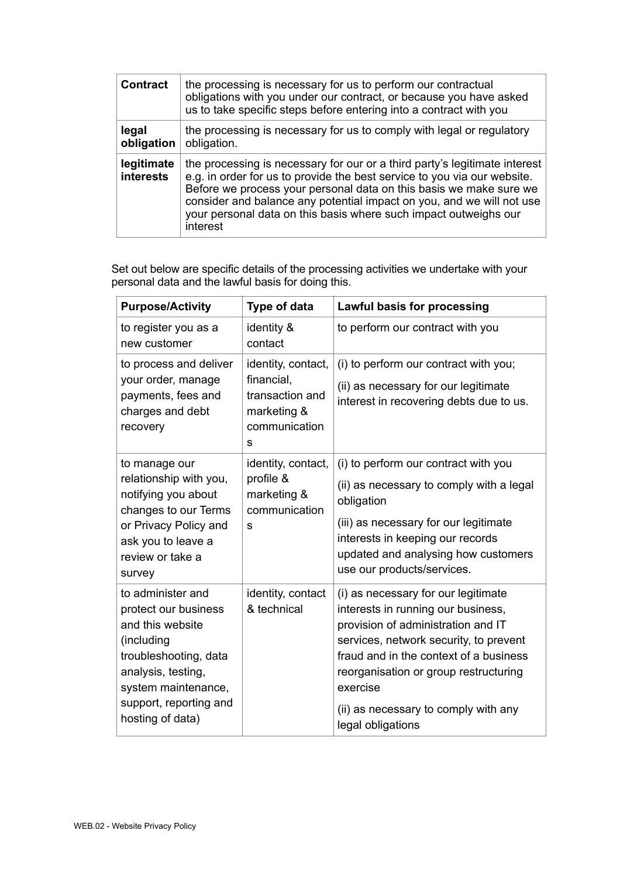| **Contract** | the processing is necessary for us to perform our contractual obligations with you under our contract, or because you have asked us to take specific steps before entering into a contract with you |
|---|---|
| **legal obligation** | the processing is necessary for us to comply with legal or regulatory obligation. |
| **legitimate interests** | the processing is necessary for our or a third party's legitimate interest e.g. in order for us to provide the best service to you via our website. Before we process your personal data on this basis we make sure we consider and balance any potential impact on you, and we will not use your personal data on this basis where such impact outweighs our interest |

Set out below are specific details of the processing activities we undertake with your personal data and the lawful basis for doing this.

| **Purpose/Activity** | **Type of data** | **Lawful basis for processing** |
|---|---|---|
| to register you as a new customer | identity & contact | to perform our contract with you |
| to process and deliver your order, manage payments, fees and charges and debt recovery | identity, contact, financial, transaction and marketing & communications | (i) to perform our contract with you;<br>(ii) as necessary for our legitimate interest in recovering debts due to us. |
| to manage our relationship with you, notifying you about changes to our Terms or Privacy Policy and ask you to leave a review or take a survey | identity, contact, profile & marketing & communications | (i) to perform our contract with you<br>(ii) as necessary to comply with a legal obligation<br>(iii) as necessary for our legitimate interests in keeping our records updated and analysing how customers use our products/services. |
| to administer and protect our business and this website (including troubleshooting, data analysis, testing, system maintenance, support, reporting and hosting of data) | identity, contact & technical | (i) as necessary for our legitimate interests in running our business, provision of administration and IT services, network security, to prevent fraud and in the context of a business reorganisation or group restructuring exercise<br>(ii) as necessary to comply with any legal obligations |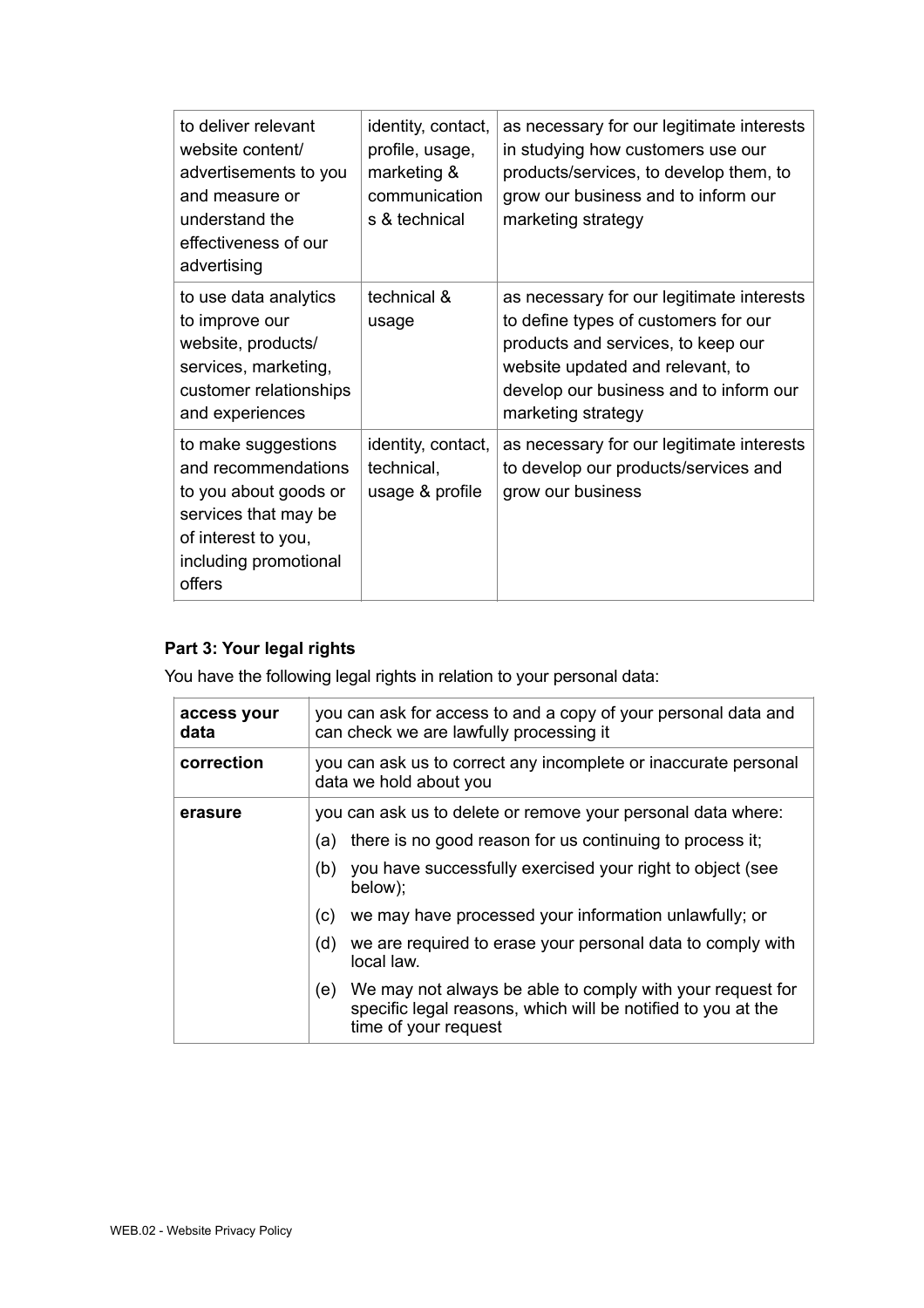| to deliver relevant website content/ advertisements to you and measure or understand the effectiveness of our advertising | identity, contact, profile, usage, marketing & communications & technical | as necessary for our legitimate interests in studying how customers use our products/services, to develop them, to grow our business and to inform our marketing strategy |
|---|---|---|
| to use data analytics to improve our website, products/ services, marketing, customer relationships and experiences | technical & usage | as necessary for our legitimate interests to define types of customers for our products and services, to keep our website updated and relevant, to develop our business and to inform our marketing strategy |
| to make suggestions and recommendations to you about goods or services that may be of interest to you, including promotional offers | identity, contact, technical, usage & profile | as necessary for our legitimate interests to develop our products/services and grow our business |

**Part 3: Your legal rights**

You have the following legal rights in relation to your personal data:

| | |
|---|---|
| **access your data** | you can ask for access to and a copy of your personal data and can check we are lawfully processing it |
| **correction** | you can ask us to correct any incomplete or inaccurate personal data we hold about you |
| **erasure** | you can ask us to delete or remove your personal data where:<br>(a) there is no good reason for us continuing to process it;<br>(b) you have successfully exercised your right to object (see below);<br>(c) we may have processed your information unlawfully; or<br>(d) we are required to erase your personal data to comply with local law.<br>(e) We may not always be able to comply with your request for specific legal reasons, which will be notified to you at the time of your request |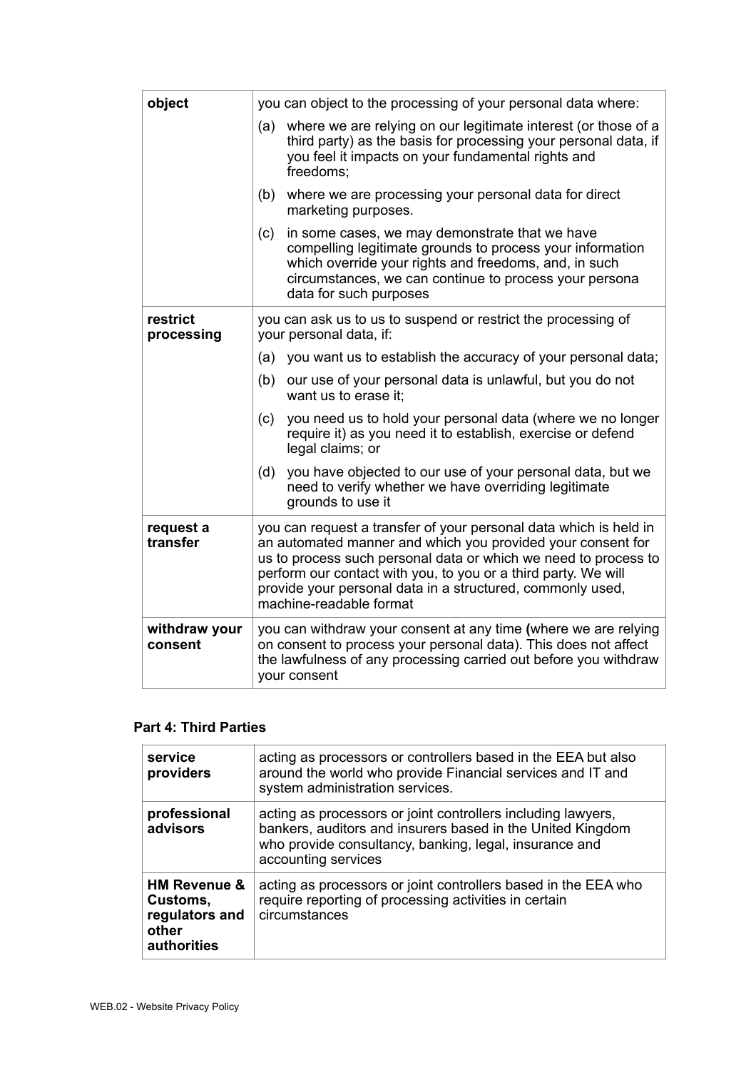| | |
|---|---|
| **object** | you can object to the processing of your personal data where:<br>(a) where we are relying on our legitimate interest (or those of a third party) as the basis for processing your personal data, if you feel it impacts on your fundamental rights and freedoms;<br>(b) where we are processing your personal data for direct marketing purposes.<br>(c) in some cases, we may demonstrate that we have compelling legitimate grounds to process your information which override your rights and freedoms, and, in such circumstances, we can continue to process your persona data for such purposes |
| **restrict processing** | you can ask us to us to suspend or restrict the processing of your personal data, if:<br>(a) you want us to establish the accuracy of your personal data;<br>(b) our use of your personal data is unlawful, but you do not want us to erase it;<br>(c) you need us to hold your personal data (where we no longer require it) as you need it to establish, exercise or defend legal claims; or<br>(d) you have objected to our use of your personal data, but we need to verify whether we have overriding legitimate grounds to use it |
| **request a transfer** | you can request a transfer of your personal data which is held in an automated manner and which you provided your consent for us to process such personal data or which we need to process to perform our contact with you, to you or a third party. We will provide your personal data in a structured, commonly used, machine-readable format |
| **withdraw your consent** | you can withdraw your consent at any time **(**where we are relying on consent to process your personal data). This does not affect the lawfulness of any processing carried out before you withdraw your consent |

**Part 4: Third Parties**

| | |
|---|---|
| **service providers** | acting as processors or controllers based in the EEA but also around the world who provide Financial services and IT and system administration services. |
| **professional advisors** | acting as processors or joint controllers including lawyers, bankers, auditors and insurers based in the United Kingdom who provide consultancy, banking, legal, insurance and accounting services |
| **HM Revenue & Customs, regulators and other authorities** | acting as processors or joint controllers based in the EEA who require reporting of processing activities in certain circumstances |

WEB.02 - Website Privacy Policy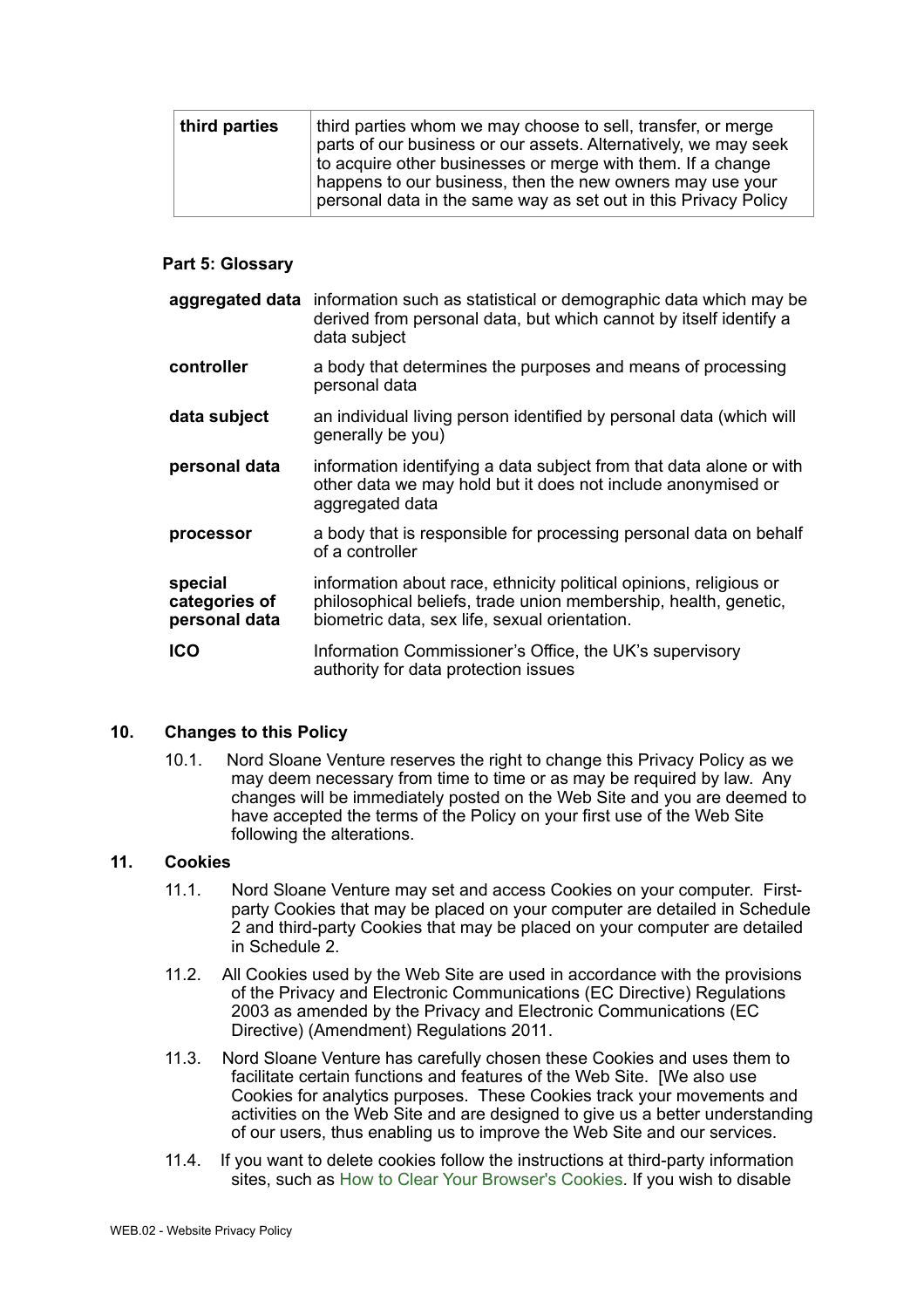| third parties | third parties whom we may choose to sell, transfer, or merge parts of our business or our assets. Alternatively, we may seek to acquire other businesses or merge with them. If a change happens to our business, then the new owners may use your personal data in the same way as set out in this Privacy Policy |
| --- | --- |

**Part 5: Glossary**

| | |
| --- | --- |
| **aggregated data** | information such as statistical or demographic data which may be derived from personal data, but which cannot by itself identify a data subject |
| **controller** | a body that determines the purposes and means of processing personal data |
| **data subject** | an individual living person identified by personal data (which will generally be you) |
| **personal data** | information identifying a data subject from that data alone or with other data we may hold but it does not include anonymised or aggregated data |
| **processor** | a body that is responsible for processing personal data on behalf of a controller |
| **special categories of personal data** | information about race, ethnicity political opinions, religious or philosophical beliefs, trade union membership, health, genetic, biometric data, sex life, sexual orientation. |
| **ICO** | Information Commissioner's Office, the UK's supervisory authority for data protection issues |

## 10. Changes to this Policy

10.1. Nord Sloane Venture reserves the right to change this Privacy Policy as we may deem necessary from time to time or as may be required by law. Any changes will be immediately posted on the Web Site and you are deemed to have accepted the terms of the Policy on your first use of the Web Site following the alterations.

## 11. Cookies

11.1. Nord Sloane Venture may set and access Cookies on your computer. First-party Cookies that may be placed on your computer are detailed in Schedule 2 and third-party Cookies that may be placed on your computer are detailed in Schedule 2.

11.2. All Cookies used by the Web Site are used in accordance with the provisions of the Privacy and Electronic Communications (EC Directive) Regulations 2003 as amended by the Privacy and Electronic Communications (EC Directive) (Amendment) Regulations 2011.

11.3. Nord Sloane Venture has carefully chosen these Cookies and uses them to facilitate certain functions and features of the Web Site. [We also use Cookies for analytics purposes. These Cookies track your movements and activities on the Web Site and are designed to give us a better understanding of our users, thus enabling us to improve the Web Site and our services.

11.4. If you want to delete cookies follow the instructions at third-party information sites, such as How to Clear Your Browser's Cookies. If you wish to disable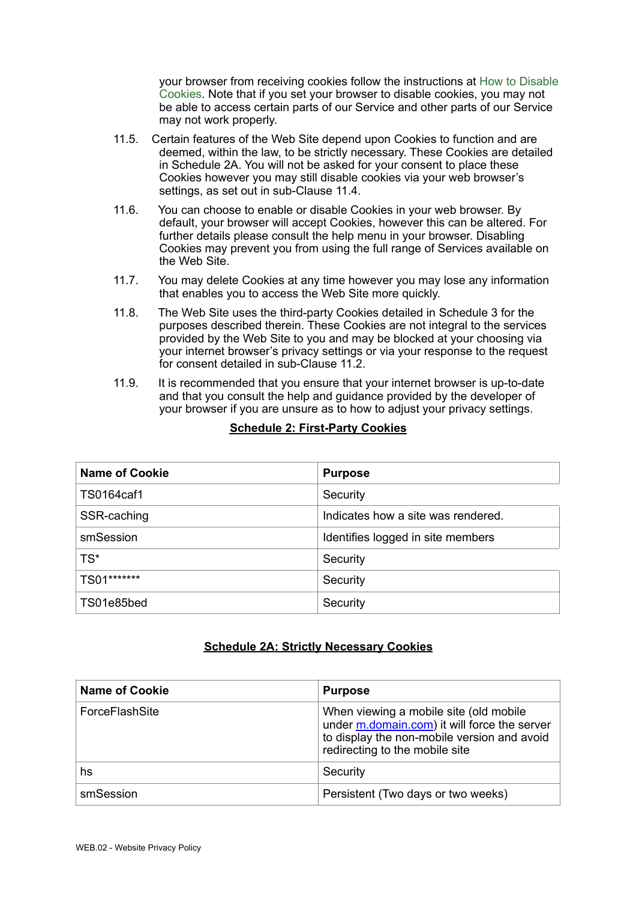your browser from receiving cookies follow the instructions at How to Disable Cookies. Note that if you set your browser to disable cookies, you may not be able to access certain parts of our Service and other parts of our Service may not work properly.

11.5. Certain features of the Web Site depend upon Cookies to function and are deemed, within the law, to be strictly necessary. These Cookies are detailed in Schedule 2A. You will not be asked for your consent to place these Cookies however you may still disable cookies via your web browser's settings, as set out in sub-Clause 11.4.

11.6. You can choose to enable or disable Cookies in your web browser. By default, your browser will accept Cookies, however this can be altered. For further details please consult the help menu in your browser. Disabling Cookies may prevent you from using the full range of Services available on the Web Site.

11.7. You may delete Cookies at any time however you may lose any information that enables you to access the Web Site more quickly.

11.8. The Web Site uses the third-party Cookies detailed in Schedule 3 for the purposes described therein. These Cookies are not integral to the services provided by the Web Site to you and may be blocked at your choosing via your internet browser's privacy settings or via your response to the request for consent detailed in sub-Clause 11.2.

11.9. It is recommended that you ensure that your internet browser is up-to-date and that you consult the help and guidance provided by the developer of your browser if you are unsure as to how to adjust your privacy settings.

## Schedule 2: First-Party Cookies

| Name of Cookie | Purpose |
|---|---|
| TS0164caf1 | Security |
| SSR-caching | Indicates how a site was rendered. |
| smSession | Identifies logged in site members |
| TS* | Security |
| TS01******* | Security |
| TS01e85bed | Security |

## Schedule 2A: Strictly Necessary Cookies

| Name of Cookie | Purpose |
|---|---|
| ForceFlashSite | When viewing a mobile site (old mobile under m.domain.com) it will force the server to display the non-mobile version and avoid redirecting to the mobile site |
| hs | Security |
| smSession | Persistent (Two days or two weeks) |

WEB.02 - Website Privacy Policy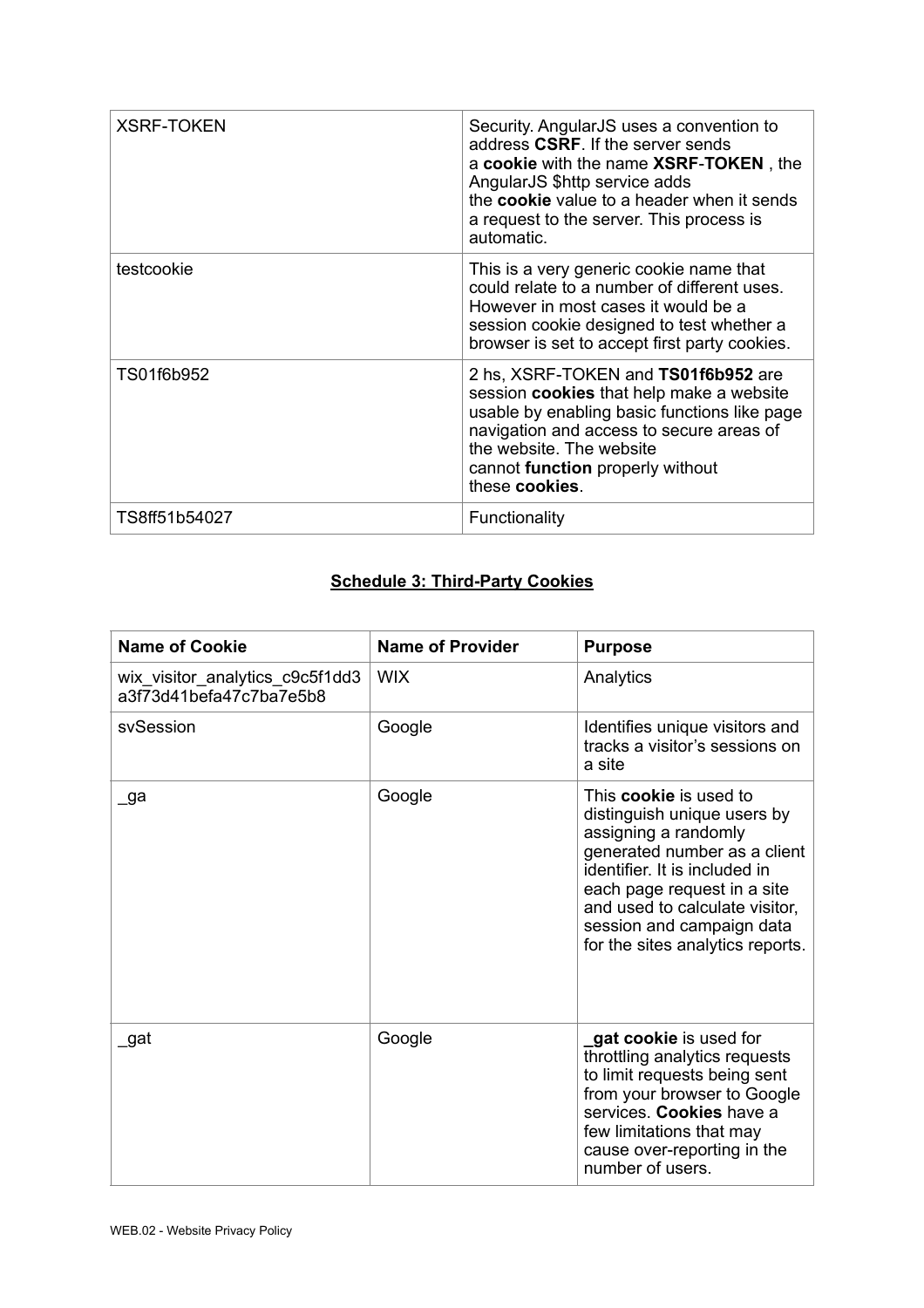| | |
|---|---|
| XSRF-TOKEN | Security. AngularJS uses a convention to address **CSRF**. If the server sends a **cookie** with the name **XSRF**-**TOKEN** , the AngularJS $http service adds the **cookie** value to a header when it sends a request to the server. This process is automatic. |
| testcookie | This is a very generic cookie name that could relate to a number of different uses. However in most cases it would be a session cookie designed to test whether a browser is set to accept first party cookies. |
| TS01f6b952 | 2 hs, XSRF-TOKEN and **TS01f6b952** are session **cookies** that help make a website usable by enabling basic functions like page navigation and access to secure areas of the website. The website cannot **function** properly without these **cookies**. |
| TS8ff51b54027 | Functionality |

## **Schedule 3: Third-Party Cookies**

| **Name of Cookie** | **Name of Provider** | **Purpose** |
|---|---|---|
| wix_visitor_analytics_c9c5f1dd3a3f73d41befa47c7ba7e5b8 | WIX | Analytics |
| svSession | Google | Identifies unique visitors and tracks a visitor's sessions on a site |
| _ga | Google | This **cookie** is used to distinguish unique users by assigning a randomly generated number as a client identifier. It is included in each page request in a site and used to calculate visitor, session and campaign data for the sites analytics reports. |
| _gat | Google | **_gat cookie** is used for throttling analytics requests to limit requests being sent from your browser to Google services. **Cookies** have a few limitations that may cause over-reporting in the number of users. |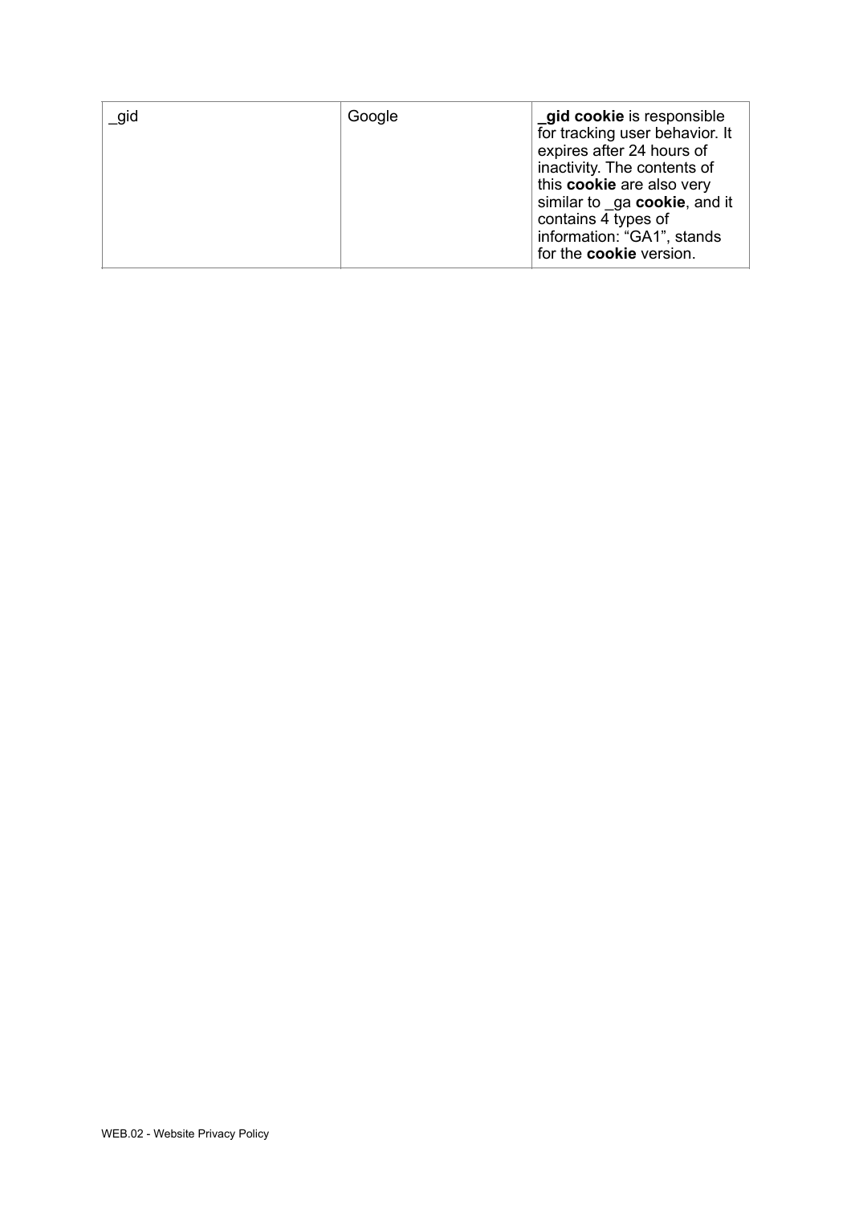| | | |
|---|---|---|
| _gid | Google | **_gid cookie** is responsible for tracking user behavior. It expires after 24 hours of inactivity. The contents of this **cookie** are also very similar to _ga **cookie**, and it contains 4 types of information: "GA1", stands for the **cookie** version. |